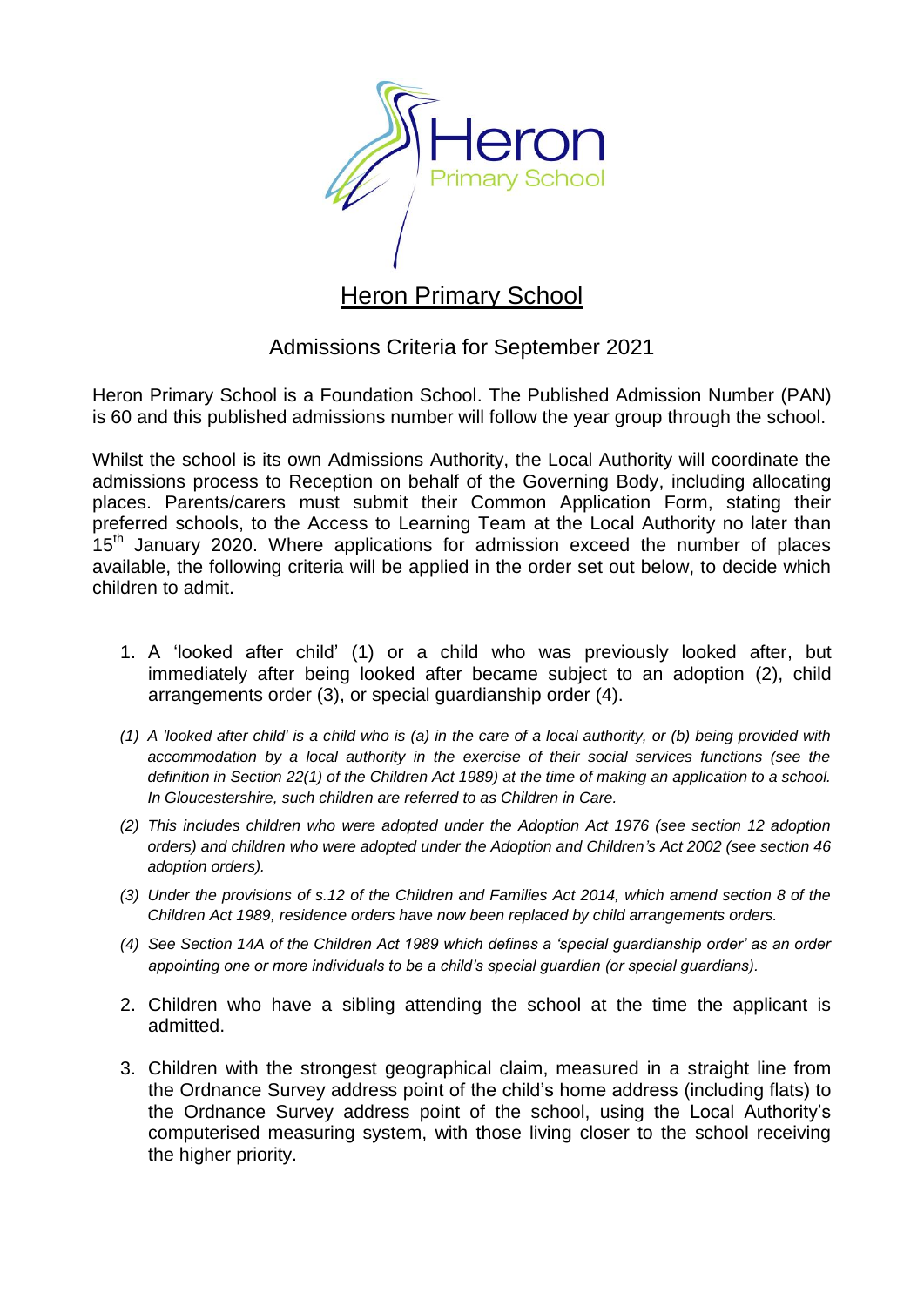Heron
Primary School

# Heron Primary School

## Admissions Criteria for September 2021

Heron Primary School is a Foundation School. The Published Admission Number (PAN) is 60 and this published admissions number will follow the year group through the school.

Whilst the school is its own Admissions Authority, the Local Authority will coordinate the admissions process to Reception on behalf of the Governing Body, including allocating places. Parents/carers must submit their Common Application Form, stating their preferred schools, to the Access to Learning Team at the Local Authority no later than 15th January 2020. Where applications for admission exceed the number of places available, the following criteria will be applied in the order set out below, to decide which children to admit.

1. A 'looked after child' (1) or a child who was previously looked after, but immediately after being looked after became subject to an adoption (2), child arrangements order (3), or special guardianship order (4).

   *(1) A 'looked after child' is a child who is (a) in the care of a local authority, or (b) being provided with accommodation by a local authority in the exercise of their social services functions (see the definition in Section 22(1) of the Children Act 1989) at the time of making an application to a school. In Gloucestershire, such children are referred to as Children in Care.*

   *(2) This includes children who were adopted under the Adoption Act 1976 (see section 12 adoption orders) and children who were adopted under the Adoption and Children's Act 2002 (see section 46 adoption orders).*

   *(3) Under the provisions of s.12 of the Children and Families Act 2014, which amend section 8 of the Children Act 1989, residence orders have now been replaced by child arrangements orders.*

   *(4) See Section 14A of the Children Act 1989 which defines a 'special guardianship order' as an order appointing one or more individuals to be a child's special guardian (or special guardians).*

2. Children who have a sibling attending the school at the time the applicant is admitted.

3. Children with the strongest geographical claim, measured in a straight line from the Ordnance Survey address point of the child's home address (including flats) to the Ordnance Survey address point of the school, using the Local Authority's computerised measuring system, with those living closer to the school receiving the higher priority.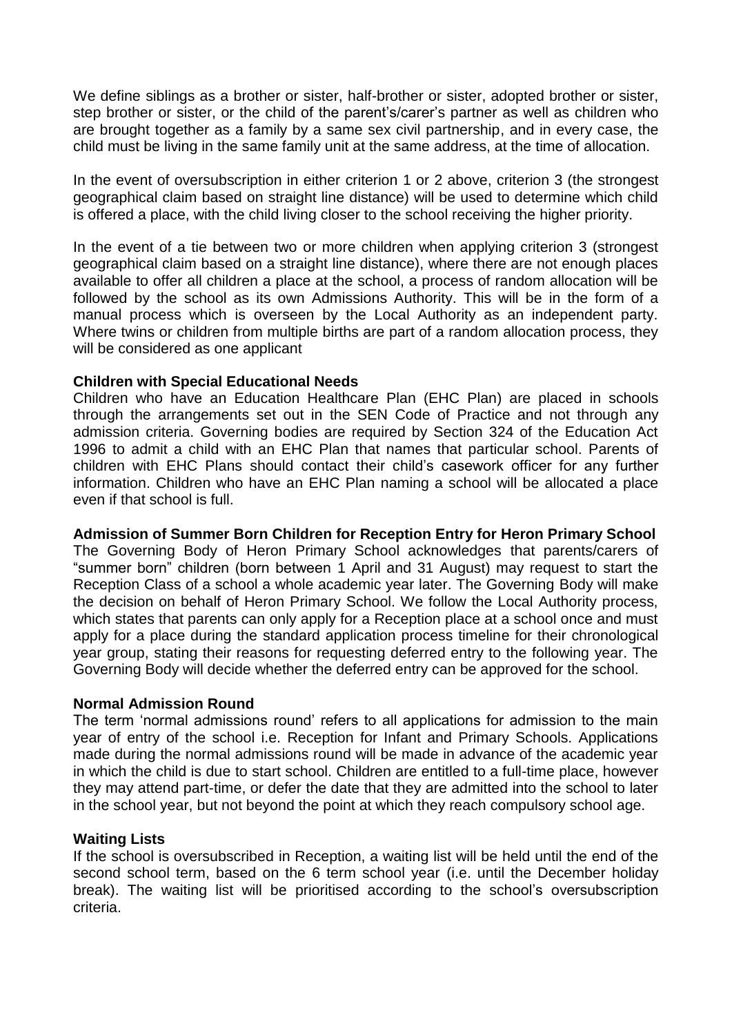We define siblings as a brother or sister, half-brother or sister, adopted brother or sister, step brother or sister, or the child of the parent's/carer's partner as well as children who are brought together as a family by a same sex civil partnership, and in every case, the child must be living in the same family unit at the same address, at the time of allocation.

In the event of oversubscription in either criterion 1 or 2 above, criterion 3 (the strongest geographical claim based on straight line distance) will be used to determine which child is offered a place, with the child living closer to the school receiving the higher priority.

In the event of a tie between two or more children when applying criterion 3 (strongest geographical claim based on a straight line distance), where there are not enough places available to offer all children a place at the school, a process of random allocation will be followed by the school as its own Admissions Authority. This will be in the form of a manual process which is overseen by the Local Authority as an independent party. Where twins or children from multiple births are part of a random allocation process, they will be considered as one applicant

**Children with Special Educational Needs**

Children who have an Education Healthcare Plan (EHC Plan) are placed in schools through the arrangements set out in the SEN Code of Practice and not through any admission criteria. Governing bodies are required by Section 324 of the Education Act 1996 to admit a child with an EHC Plan that names that particular school. Parents of children with EHC Plans should contact their child's casework officer for any further information. Children who have an EHC Plan naming a school will be allocated a place even if that school is full.

**Admission of Summer Born Children for Reception Entry for Heron Primary School**

The Governing Body of Heron Primary School acknowledges that parents/carers of "summer born" children (born between 1 April and 31 August) may request to start the Reception Class of a school a whole academic year later. The Governing Body will make the decision on behalf of Heron Primary School. We follow the Local Authority process, which states that parents can only apply for a Reception place at a school once and must apply for a place during the standard application process timeline for their chronological year group, stating their reasons for requesting deferred entry to the following year. The Governing Body will decide whether the deferred entry can be approved for the school.

**Normal Admission Round**

The term 'normal admissions round' refers to all applications for admission to the main year of entry of the school i.e. Reception for Infant and Primary Schools. Applications made during the normal admissions round will be made in advance of the academic year in which the child is due to start school. Children are entitled to a full-time place, however they may attend part-time, or defer the date that they are admitted into the school to later in the school year, but not beyond the point at which they reach compulsory school age.

**Waiting Lists**

If the school is oversubscribed in Reception, a waiting list will be held until the end of the second school term, based on the 6 term school year (i.e. until the December holiday break). The waiting list will be prioritised according to the school's oversubscription criteria.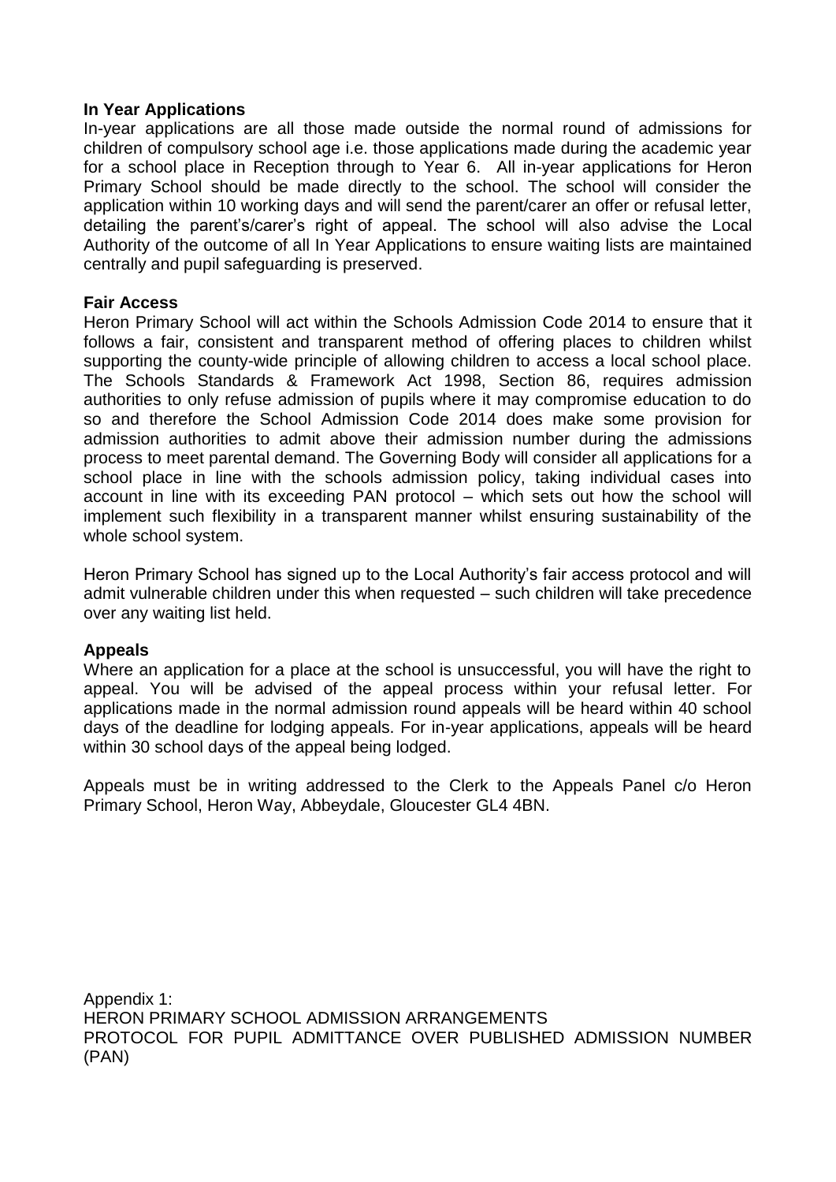**In Year Applications**

In-year applications are all those made outside the normal round of admissions for children of compulsory school age i.e. those applications made during the academic year for a school place in Reception through to Year 6. All in-year applications for Heron Primary School should be made directly to the school. The school will consider the application within 10 working days and will send the parent/carer an offer or refusal letter, detailing the parent's/carer's right of appeal. The school will also advise the Local Authority of the outcome of all In Year Applications to ensure waiting lists are maintained centrally and pupil safeguarding is preserved.

**Fair Access**

Heron Primary School will act within the Schools Admission Code 2014 to ensure that it follows a fair, consistent and transparent method of offering places to children whilst supporting the county-wide principle of allowing children to access a local school place. The Schools Standards & Framework Act 1998, Section 86, requires admission authorities to only refuse admission of pupils where it may compromise education to do so and therefore the School Admission Code 2014 does make some provision for admission authorities to admit above their admission number during the admissions process to meet parental demand. The Governing Body will consider all applications for a school place in line with the schools admission policy, taking individual cases into account in line with its exceeding PAN protocol – which sets out how the school will implement such flexibility in a transparent manner whilst ensuring sustainability of the whole school system.

Heron Primary School has signed up to the Local Authority's fair access protocol and will admit vulnerable children under this when requested – such children will take precedence over any waiting list held.

**Appeals**

Where an application for a place at the school is unsuccessful, you will have the right to appeal. You will be advised of the appeal process within your refusal letter. For applications made in the normal admission round appeals will be heard within 40 school days of the deadline for lodging appeals. For in-year applications, appeals will be heard within 30 school days of the appeal being lodged.

Appeals must be in writing addressed to the Clerk to the Appeals Panel c/o Heron Primary School, Heron Way, Abbeydale, Gloucester GL4 4BN.

Appendix 1:
HERON PRIMARY SCHOOL ADMISSION ARRANGEMENTS
PROTOCOL FOR PUPIL ADMITTANCE OVER PUBLISHED ADMISSION NUMBER (PAN)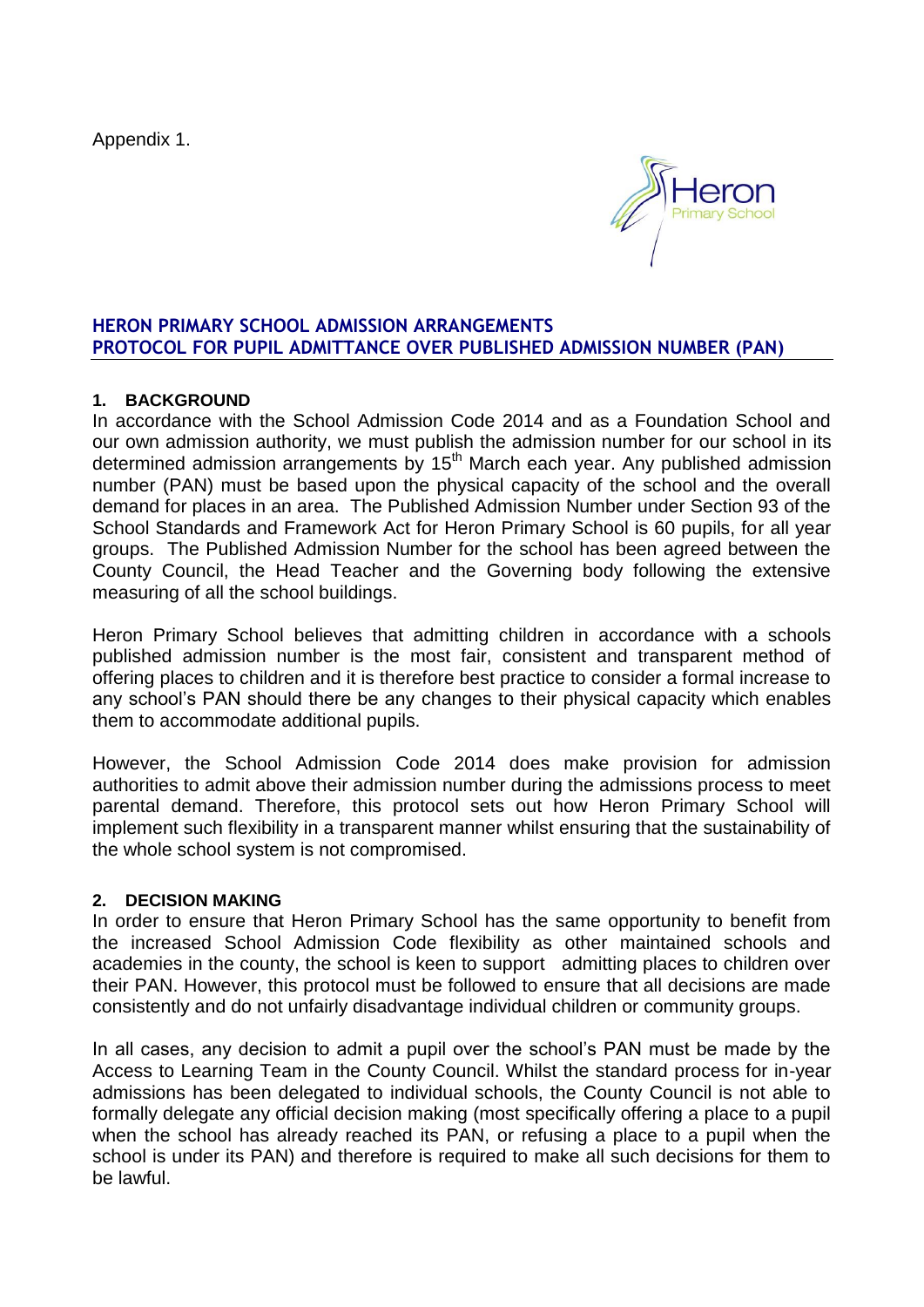Appendix 1.

## HERON PRIMARY SCHOOL ADMISSION ARRANGEMENTS
## PROTOCOL FOR PUPIL ADMITTANCE OVER PUBLISHED ADMISSION NUMBER (PAN)

### 1. BACKGROUND

In accordance with the School Admission Code 2014 and as a Foundation School and our own admission authority, we must publish the admission number for our school in its determined admission arrangements by 15th March each year. Any published admission number (PAN) must be based upon the physical capacity of the school and the overall demand for places in an area. The Published Admission Number under Section 93 of the School Standards and Framework Act for Heron Primary School is 60 pupils, for all year groups. The Published Admission Number for the school has been agreed between the County Council, the Head Teacher and the Governing body following the extensive measuring of all the school buildings.

Heron Primary School believes that admitting children in accordance with a schools published admission number is the most fair, consistent and transparent method of offering places to children and it is therefore best practice to consider a formal increase to any school's PAN should there be any changes to their physical capacity which enables them to accommodate additional pupils.

However, the School Admission Code 2014 does make provision for admission authorities to admit above their admission number during the admissions process to meet parental demand. Therefore, this protocol sets out how Heron Primary School will implement such flexibility in a transparent manner whilst ensuring that the sustainability of the whole school system is not compromised.

### 2. DECISION MAKING

In order to ensure that Heron Primary School has the same opportunity to benefit from the increased School Admission Code flexibility as other maintained schools and academies in the county, the school is keen to support admitting places to children over their PAN. However, this protocol must be followed to ensure that all decisions are made consistently and do not unfairly disadvantage individual children or community groups.

In all cases, any decision to admit a pupil over the school's PAN must be made by the Access to Learning Team in the County Council. Whilst the standard process for in-year admissions has been delegated to individual schools, the County Council is not able to formally delegate any official decision making (most specifically offering a place to a pupil when the school has already reached its PAN, or refusing a place to a pupil when the school is under its PAN) and therefore is required to make all such decisions for them to be lawful.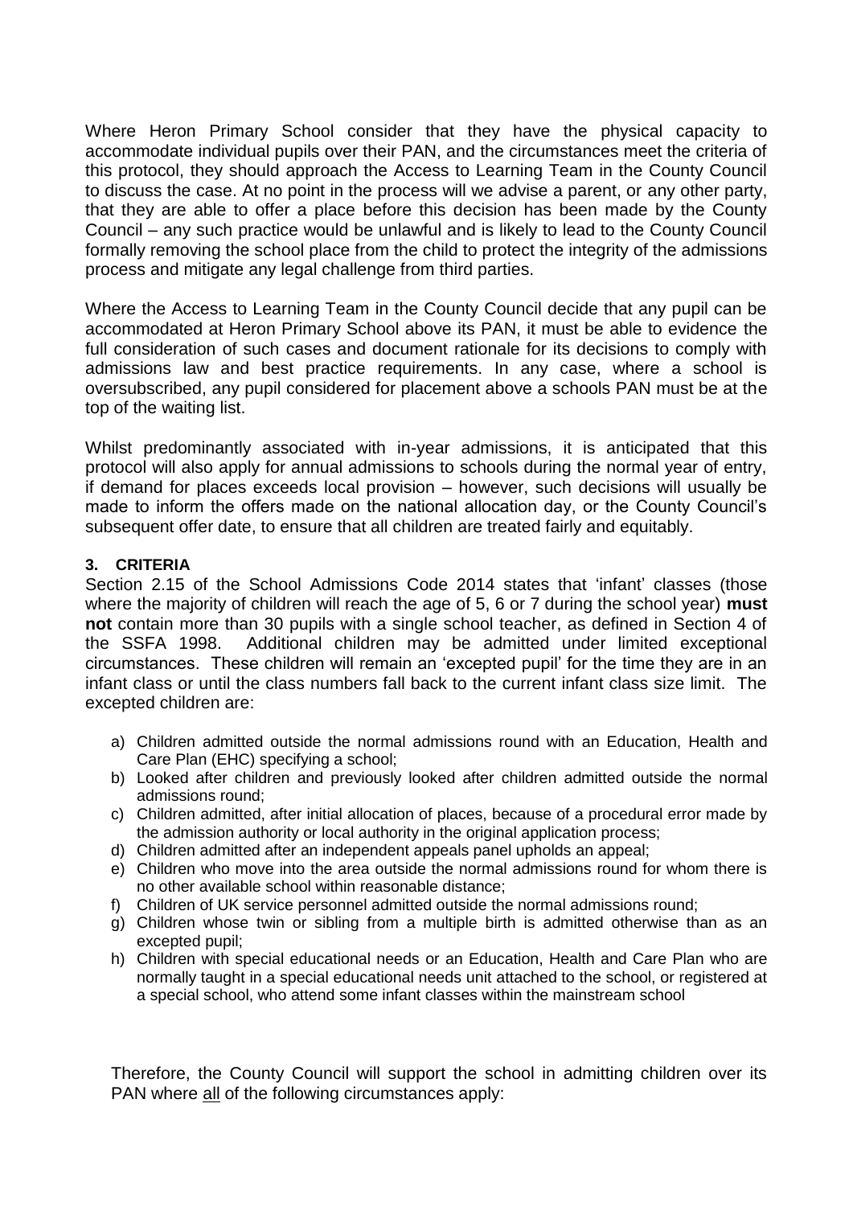Where Heron Primary School consider that they have the physical capacity to accommodate individual pupils over their PAN, and the circumstances meet the criteria of this protocol, they should approach the Access to Learning Team in the County Council to discuss the case. At no point in the process will we advise a parent, or any other party, that they are able to offer a place before this decision has been made by the County Council – any such practice would be unlawful and is likely to lead to the County Council formally removing the school place from the child to protect the integrity of the admissions process and mitigate any legal challenge from third parties.

Where the Access to Learning Team in the County Council decide that any pupil can be accommodated at Heron Primary School above its PAN, it must be able to evidence the full consideration of such cases and document rationale for its decisions to comply with admissions law and best practice requirements. In any case, where a school is oversubscribed, any pupil considered for placement above a schools PAN must be at the top of the waiting list.

Whilst predominantly associated with in-year admissions, it is anticipated that this protocol will also apply for annual admissions to schools during the normal year of entry, if demand for places exceeds local provision – however, such decisions will usually be made to inform the offers made on the national allocation day, or the County Council's subsequent offer date, to ensure that all children are treated fairly and equitably.

### 3. CRITERIA

Section 2.15 of the School Admissions Code 2014 states that 'infant' classes (those where the majority of children will reach the age of 5, 6 or 7 during the school year) **must not** contain more than 30 pupils with a single school teacher, as defined in Section 4 of the SSFA 1998. Additional children may be admitted under limited exceptional circumstances. These children will remain an 'excepted pupil' for the time they are in an infant class or until the class numbers fall back to the current infant class size limit. The excepted children are:

a) Children admitted outside the normal admissions round with an Education, Health and Care Plan (EHC) specifying a school;
b) Looked after children and previously looked after children admitted outside the normal admissions round;
c) Children admitted, after initial allocation of places, because of a procedural error made by the admission authority or local authority in the original application process;
d) Children admitted after an independent appeals panel upholds an appeal;
e) Children who move into the area outside the normal admissions round for whom there is no other available school within reasonable distance;
f) Children of UK service personnel admitted outside the normal admissions round;
g) Children whose twin or sibling from a multiple birth is admitted otherwise than as an excepted pupil;
h) Children with special educational needs or an Education, Health and Care Plan who are normally taught in a special educational needs unit attached to the school, or registered at a special school, who attend some infant classes within the mainstream school

Therefore, the County Council will support the school in admitting children over its PAN where all of the following circumstances apply: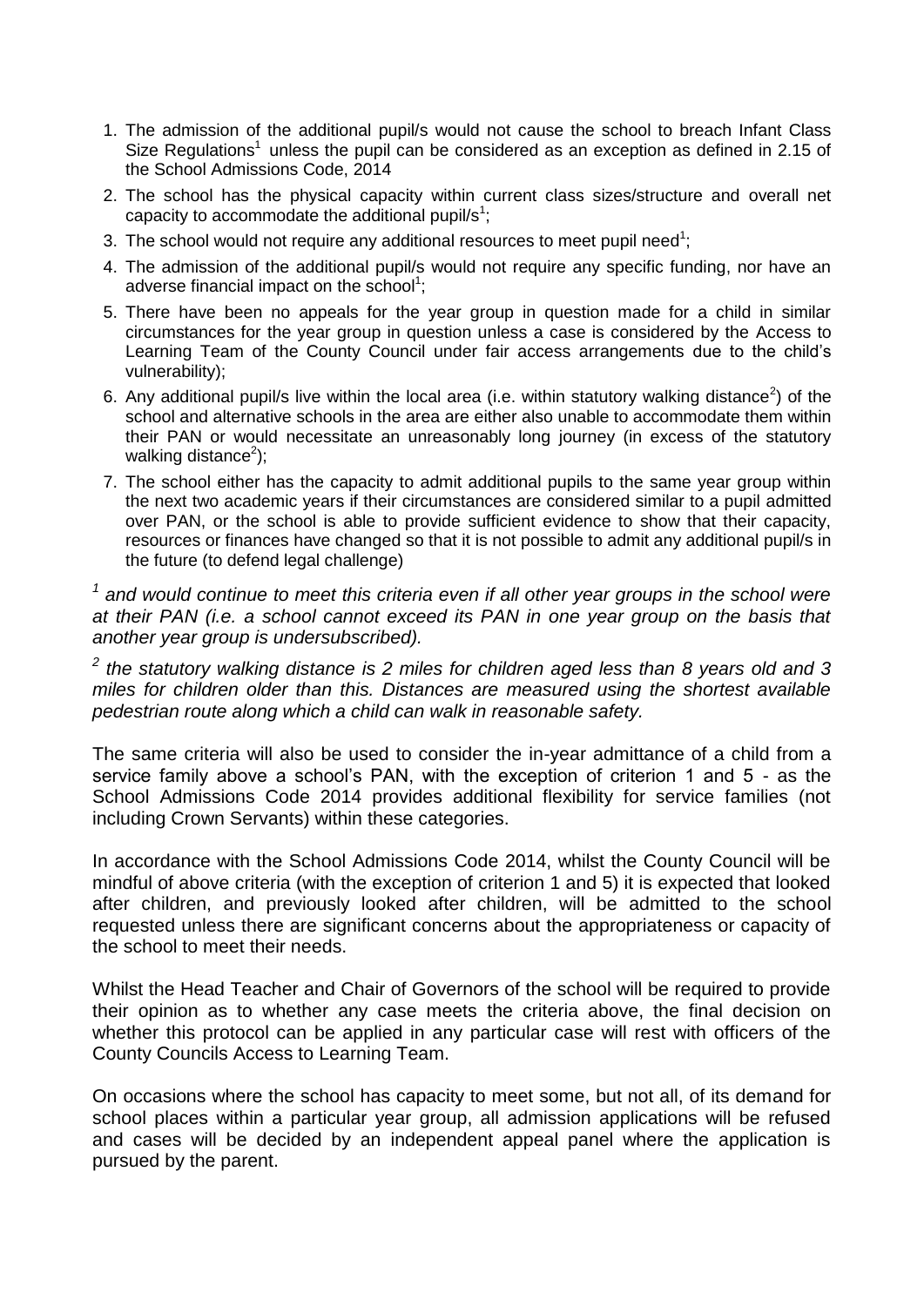1. The admission of the additional pupil/s would not cause the school to breach Infant Class Size Regulations[1] unless the pupil can be considered as an exception as defined in 2.15 of the School Admissions Code, 2014
2. The school has the physical capacity within current class sizes/structure and overall net capacity to accommodate the additional pupil/s[1];
3. The school would not require any additional resources to meet pupil need[1];
4. The admission of the additional pupil/s would not require any specific funding, nor have an adverse financial impact on the school[1];
5. There have been no appeals for the year group in question made for a child in similar circumstances for the year group in question unless a case is considered by the Access to Learning Team of the County Council under fair access arrangements due to the child's vulnerability);
6. Any additional pupil/s live within the local area (i.e. within statutory walking distance[2]) of the school and alternative schools in the area are either also unable to accommodate them within their PAN or would necessitate an unreasonably long journey (in excess of the statutory walking distance[2]);
7. The school either has the capacity to admit additional pupils to the same year group within the next two academic years if their circumstances are considered similar to a pupil admitted over PAN, or the school is able to provide sufficient evidence to show that their capacity, resources or finances have changed so that it is not possible to admit any additional pupil/s in the future (to defend legal challenge)

*[1] and would continue to meet this criteria even if all other year groups in the school were at their PAN (i.e. a school cannot exceed its PAN in one year group on the basis that another year group is undersubscribed).*

*[2] the statutory walking distance is 2 miles for children aged less than 8 years old and 3 miles for children older than this. Distances are measured using the shortest available pedestrian route along which a child can walk in reasonable safety.*

The same criteria will also be used to consider the in-year admittance of a child from a service family above a school's PAN, with the exception of criterion 1 and 5 - as the School Admissions Code 2014 provides additional flexibility for service families (not including Crown Servants) within these categories.

In accordance with the School Admissions Code 2014, whilst the County Council will be mindful of above criteria (with the exception of criterion 1 and 5) it is expected that looked after children, and previously looked after children, will be admitted to the school requested unless there are significant concerns about the appropriateness or capacity of the school to meet their needs.

Whilst the Head Teacher and Chair of Governors of the school will be required to provide their opinion as to whether any case meets the criteria above, the final decision on whether this protocol can be applied in any particular case will rest with officers of the County Councils Access to Learning Team.

On occasions where the school has capacity to meet some, but not all, of its demand for school places within a particular year group, all admission applications will be refused and cases will be decided by an independent appeal panel where the application is pursued by the parent.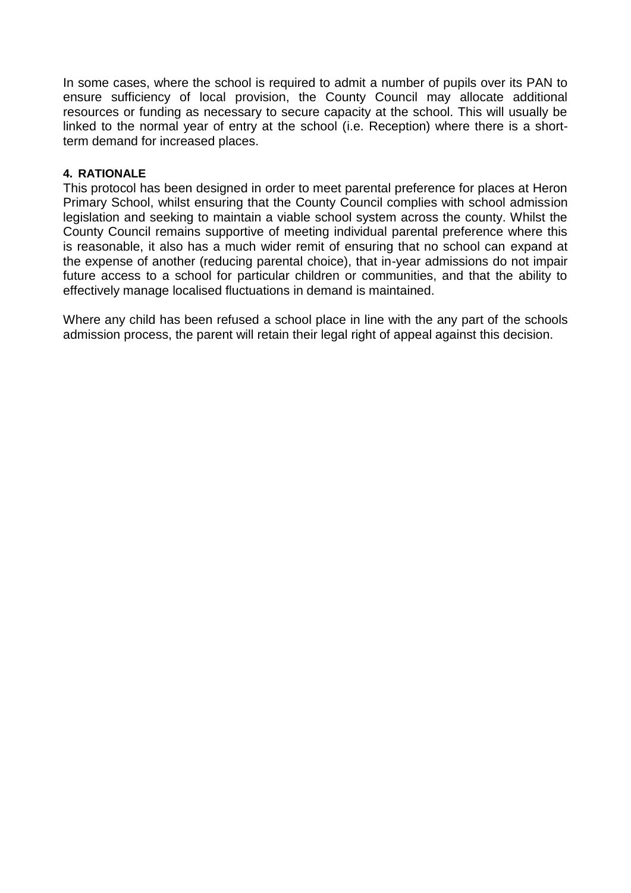In some cases, where the school is required to admit a number of pupils over its PAN to ensure sufficiency of local provision, the County Council may allocate additional resources or funding as necessary to secure capacity at the school. This will usually be linked to the normal year of entry at the school (i.e. Reception) where there is a short-term demand for increased places.

#### 4. RATIONALE

This protocol has been designed in order to meet parental preference for places at Heron Primary School, whilst ensuring that the County Council complies with school admission legislation and seeking to maintain a viable school system across the county. Whilst the County Council remains supportive of meeting individual parental preference where this is reasonable, it also has a much wider remit of ensuring that no school can expand at the expense of another (reducing parental choice), that in-year admissions do not impair future access to a school for particular children or communities, and that the ability to effectively manage localised fluctuations in demand is maintained.

Where any child has been refused a school place in line with the any part of the schools admission process, the parent will retain their legal right of appeal against this decision.